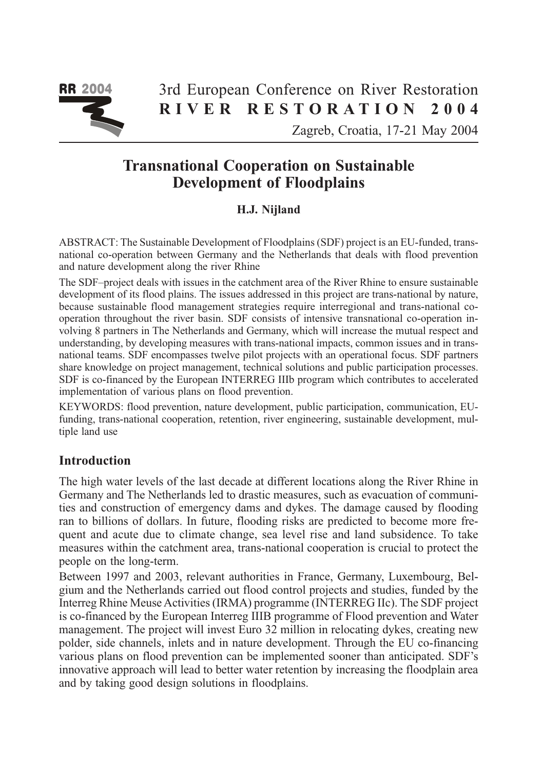# Transnational Cooperation on Sustainable Development of Floodplains

**H.J. Nijland**

ABSTRACT: The Sustainable Development of Floodplains (SDF) project is an EU-funded, trans-national co-operation between Germany and the Netherlands that deals with flood prevention and nature development along the river Rhine

The SDF–project deals with issues in the catchment area of the River Rhine to ensure sustainable development of its flood plains. The issues addressed in this project are trans-national by nature, because sustainable flood management strategies require interregional and trans-national co-operation throughout the river basin. SDF consists of intensive transnational co-operation involving 8 partners in The Netherlands and Germany, which will increase the mutual respect and understanding, by developing measures with trans-national impacts, common issues and in trans-national teams. SDF encompasses twelve pilot projects with an operational focus. SDF partners share knowledge on project management, technical solutions and public participation processes. SDF is co-financed by the European INTERREG IIIb program which contributes to accelerated implementation of various plans on flood prevention.

KEYWORDS: flood prevention, nature development, public participation, communication, EU-funding, trans-national cooperation, retention, river engineering, sustainable development, multiple land use

## Introduction

The high water levels of the last decade at different locations along the River Rhine in Germany and The Netherlands led to drastic measures, such as evacuation of communities and construction of emergency dams and dykes. The damage caused by flooding ran to billions of dollars. In future, flooding risks are predicted to become more frequent and acute due to climate change, sea level rise and land subsidence. To take measures within the catchment area, trans-national cooperation is crucial to protect the people on the long-term.

Between 1997 and 2003, relevant authorities in France, Germany, Luxembourg, Belgium and the Netherlands carried out flood control projects and studies, funded by the Interreg Rhine Meuse Activities (IRMA) programme (INTERREG IIc). The SDF project is co-financed by the European Interreg IIIB programme of Flood prevention and Water management. The project will invest Euro 32 million in relocating dykes, creating new polder, side channels, inlets and in nature development. Through the EU co-financing various plans on flood prevention can be implemented sooner than anticipated. SDF's innovative approach will lead to better water retention by increasing the floodplain area and by taking good design solutions in floodplains.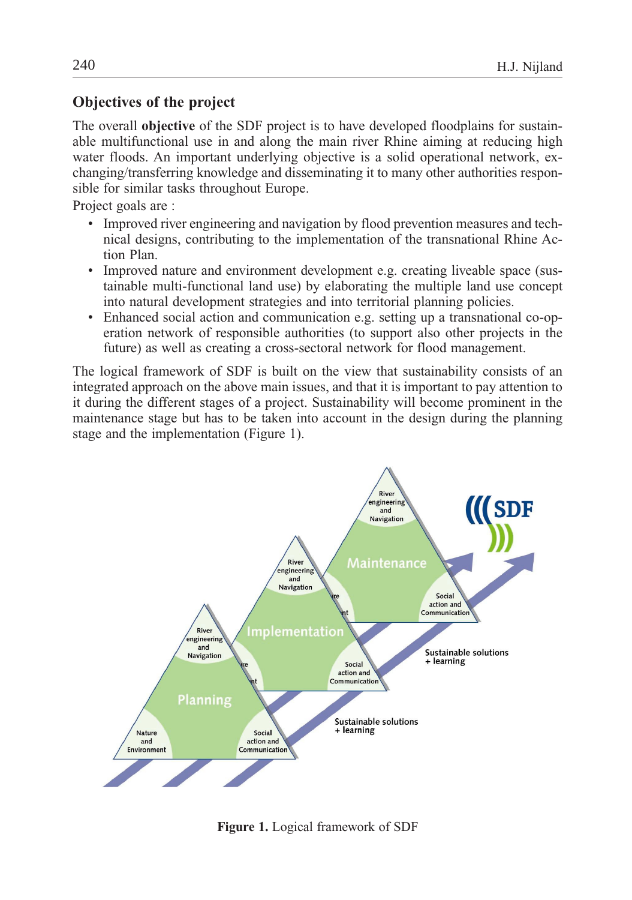## Objectives of the project

The overall **objective** of the SDF project is to have developed floodplains for sustainable multifunctional use in and along the main river Rhine aiming at reducing high water floods. An important underlying objective is a solid operational network, exchanging/transferring knowledge and disseminating it to many other authorities responsible for similar tasks throughout Europe.

Project goals are :

- Improved river engineering and navigation by flood prevention measures and technical designs, contributing to the implementation of the transnational Rhine Action Plan.
- Improved nature and environment development e.g. creating liveable space (sustainable multi-functional land use) by elaborating the multiple land use concept into natural development strategies and into territorial planning policies.
- Enhanced social action and communication e.g. setting up a transnational co-operation network of responsible authorities (to support also other projects in the future) as well as creating a cross-sectoral network for flood management.

The logical framework of SDF is built on the view that sustainability consists of an integrated approach on the above main issues, and that it is important to pay attention to it during the different stages of a project. Sustainability will become prominent in the maintenance stage but has to be taken into account in the design during the planning stage and the implementation (Figure 1).

**Figure 1.** Logical framework of SDF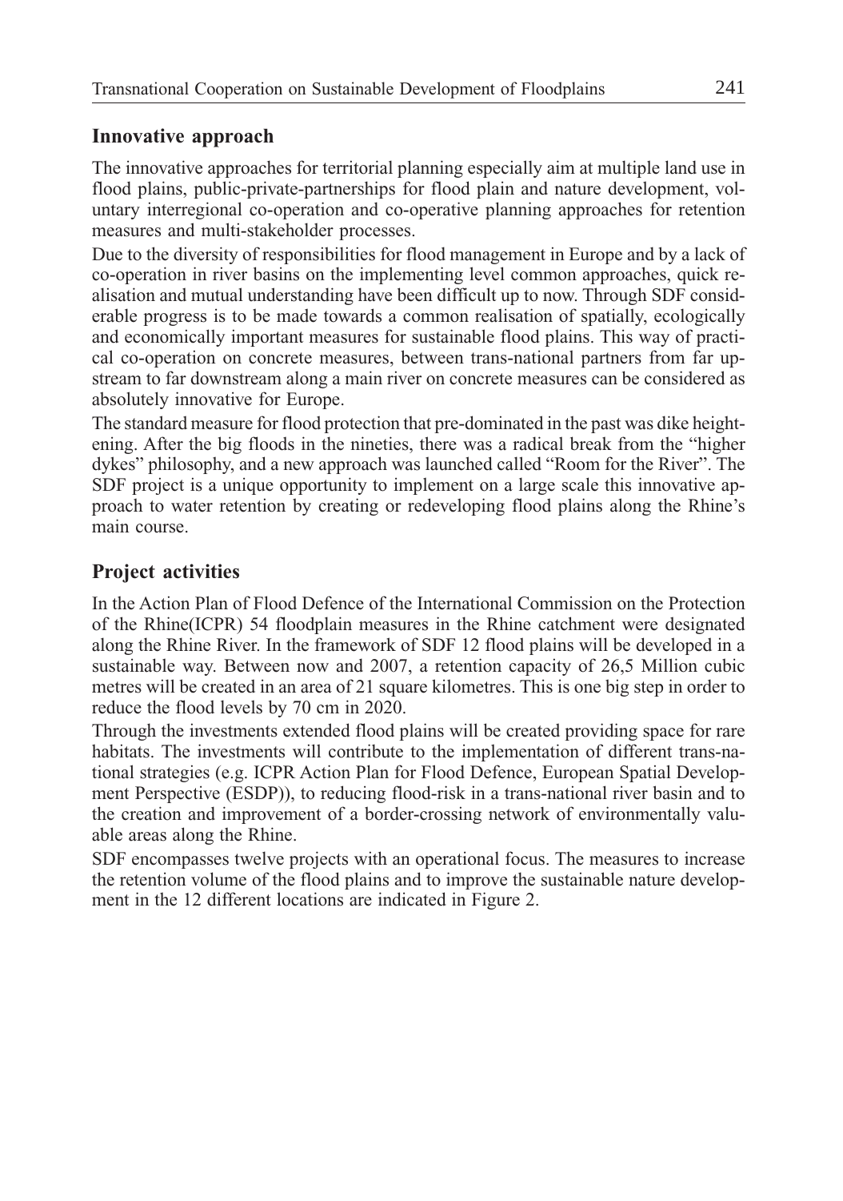## Innovative approach

The innovative approaches for territorial planning especially aim at multiple land use in flood plains, public-private-partnerships for flood plain and nature development, voluntary interregional co-operation and co-operative planning approaches for retention measures and multi-stakeholder processes.

Due to the diversity of responsibilities for flood management in Europe and by a lack of co-operation in river basins on the implementing level common approaches, quick realisation and mutual understanding have been difficult up to now. Through SDF considerable progress is to be made towards a common realisation of spatially, ecologically and economically important measures for sustainable flood plains. This way of practical co-operation on concrete measures, between trans-national partners from far upstream to far downstream along a main river on concrete measures can be considered as absolutely innovative for Europe.

The standard measure for flood protection that pre-dominated in the past was dike heightening. After the big floods in the nineties, there was a radical break from the "higher dykes" philosophy, and a new approach was launched called "Room for the River". The SDF project is a unique opportunity to implement on a large scale this innovative approach to water retention by creating or redeveloping flood plains along the Rhine's main course.

## Project activities

In the Action Plan of Flood Defence of the International Commission on the Protection of the Rhine(ICPR) 54 floodplain measures in the Rhine catchment were designated along the Rhine River. In the framework of SDF 12 flood plains will be developed in a sustainable way. Between now and 2007, a retention capacity of 26,5 Million cubic metres will be created in an area of 21 square kilometres. This is one big step in order to reduce the flood levels by 70 cm in 2020.

Through the investments extended flood plains will be created providing space for rare habitats. The investments will contribute to the implementation of different trans-national strategies (e.g. ICPR Action Plan for Flood Defence, European Spatial Development Perspective (ESDP)), to reducing flood-risk in a trans-national river basin and to the creation and improvement of a border-crossing network of environmentally valuable areas along the Rhine.

SDF encompasses twelve projects with an operational focus. The measures to increase the retention volume of the flood plains and to improve the sustainable nature development in the 12 different locations are indicated in Figure 2.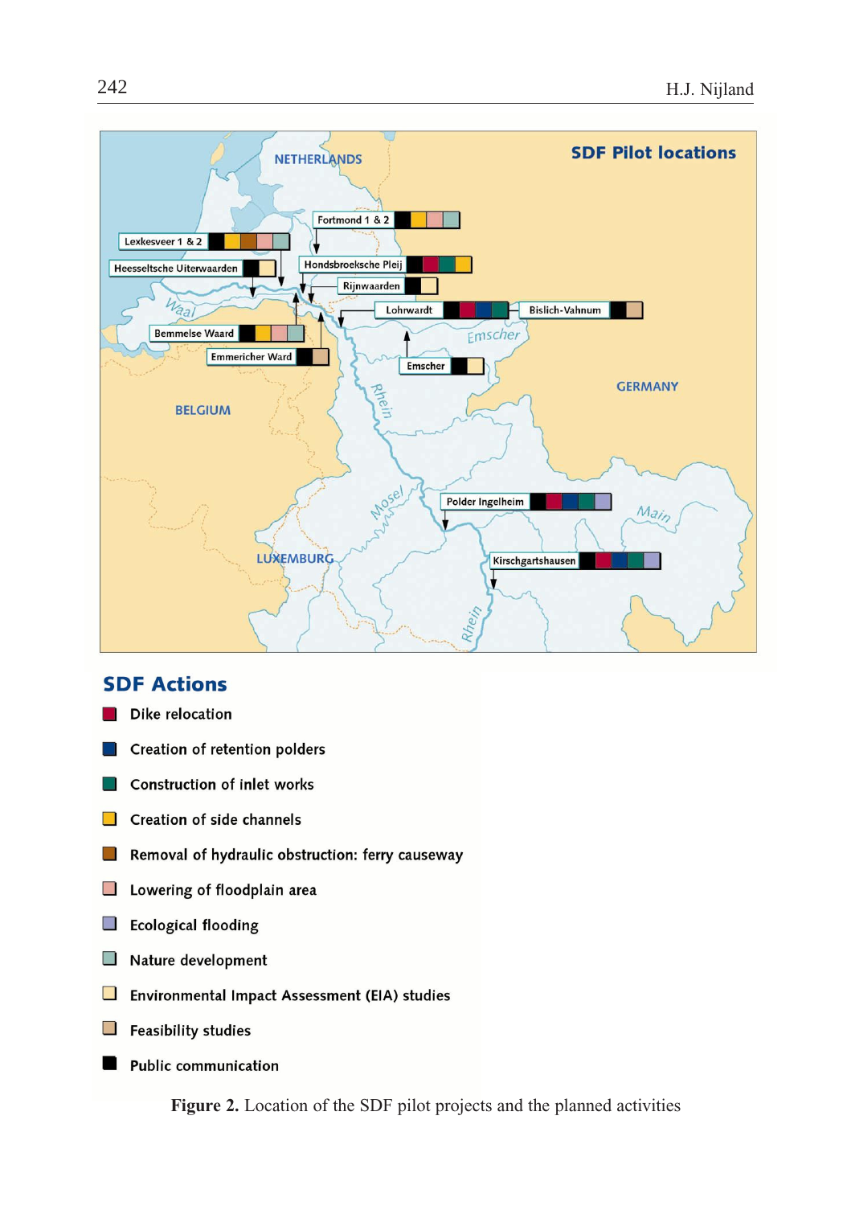**SDF Pilot locations**

**SDF Actions**

- Dike relocation
- Creation of retention polders
- Construction of inlet works
- Creation of side channels
- Removal of hydraulic obstruction: ferry causeway
- Lowering of floodplain area
- Ecological flooding
- Nature development
- Environmental Impact Assessment (EIA) studies
- Feasibility studies
- Public communication

**Figure 2.** Location of the SDF pilot projects and the planned activities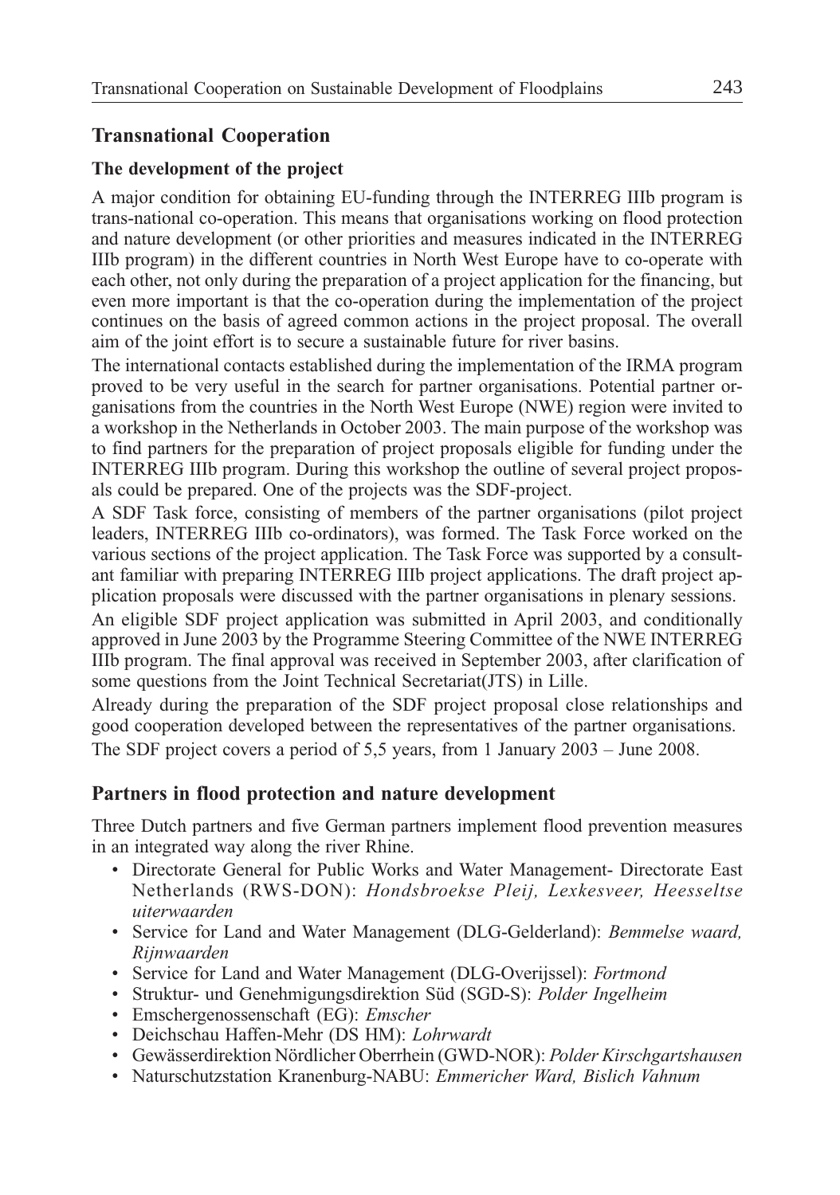## Transnational Cooperation

### The development of the project

A major condition for obtaining EU-funding through the INTERREG IIIb program is trans-national co-operation. This means that organisations working on flood protection and nature development (or other priorities and measures indicated in the INTERREG IIIb program) in the different countries in North West Europe have to co-operate with each other, not only during the preparation of a project application for the financing, but even more important is that the co-operation during the implementation of the project continues on the basis of agreed common actions in the project proposal. The overall aim of the joint effort is to secure a sustainable future for river basins.

The international contacts established during the implementation of the IRMA program proved to be very useful in the search for partner organisations. Potential partner organisations from the countries in the North West Europe (NWE) region were invited to a workshop in the Netherlands in October 2003. The main purpose of the workshop was to find partners for the preparation of project proposals eligible for funding under the INTERREG IIIb program. During this workshop the outline of several project proposals could be prepared. One of the projects was the SDF-project.

A SDF Task force, consisting of members of the partner organisations (pilot project leaders, INTERREG IIIb co-ordinators), was formed. The Task Force worked on the various sections of the project application. The Task Force was supported by a consultant familiar with preparing INTERREG IIIb project applications. The draft project application proposals were discussed with the partner organisations in plenary sessions.

An eligible SDF project application was submitted in April 2003, and conditionally approved in June 2003 by the Programme Steering Committee of the NWE INTERREG IIIb program. The final approval was received in September 2003, after clarification of some questions from the Joint Technical Secretariat(JTS) in Lille.

Already during the preparation of the SDF project proposal close relationships and good cooperation developed between the representatives of the partner organisations.

The SDF project covers a period of 5,5 years, from 1 January 2003 – June 2008.

## Partners in flood protection and nature development

Three Dutch partners and five German partners implement flood prevention measures in an integrated way along the river Rhine.

- Directorate General for Public Works and Water Management- Directorate East Netherlands (RWS-DON): *Hondsbroekse Pleij, Lexkesveer, Heesseltse uiterwaarden*
- Service for Land and Water Management (DLG-Gelderland): *Bemmelse waard, Rijnwaarden*
- Service for Land and Water Management (DLG-Overijssel): *Fortmond*
- Struktur- und Genehmigungsdirektion Süd (SGD-S): *Polder Ingelheim*
- Emschergenossenschaft (EG): *Emscher*
- Deichschau Haffen-Mehr (DS HM): *Lohrwardt*
- Gewässerdirektion Nördlicher Oberrhein (GWD-NOR): *Polder Kirschgartshausen*
- Naturschutzstation Kranenburg-NABU: *Emmericher Ward, Bislich Vahnum*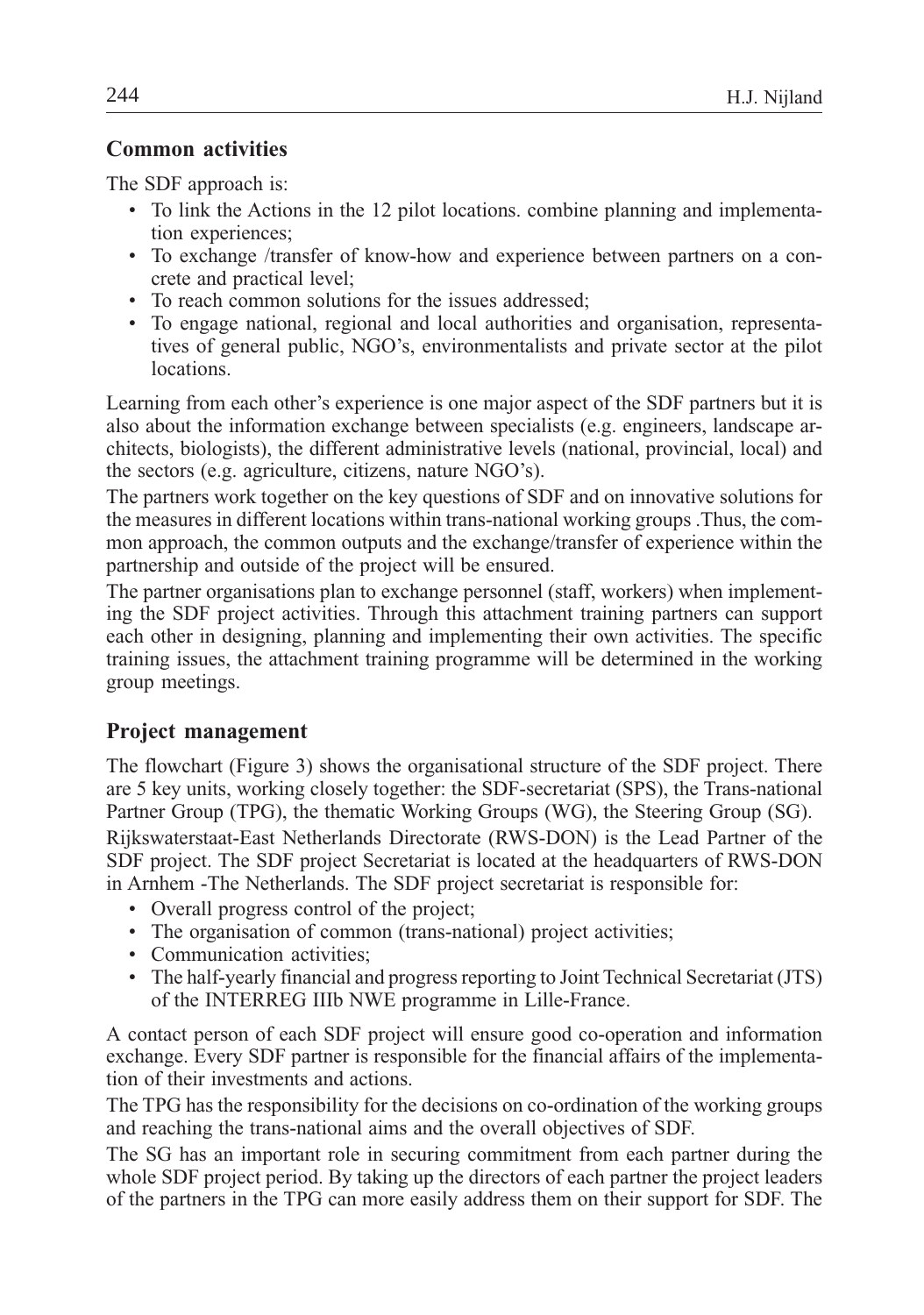## Common activities

The SDF approach is:

- To link the Actions in the 12 pilot locations. combine planning and implementation experiences;
- To exchange /transfer of know-how and experience between partners on a concrete and practical level;
- To reach common solutions for the issues addressed;
- To engage national, regional and local authorities and organisation, representatives of general public, NGO's, environmentalists and private sector at the pilot locations.

Learning from each other's experience is one major aspect of the SDF partners but it is also about the information exchange between specialists (e.g. engineers, landscape architects, biologists), the different administrative levels (national, provincial, local) and the sectors (e.g. agriculture, citizens, nature NGO's).

The partners work together on the key questions of SDF and on innovative solutions for the measures in different locations within trans-national working groups .Thus, the common approach, the common outputs and the exchange/transfer of experience within the partnership and outside of the project will be ensured.

The partner organisations plan to exchange personnel (staff, workers) when implementing the SDF project activities. Through this attachment training partners can support each other in designing, planning and implementing their own activities. The specific training issues, the attachment training programme will be determined in the working group meetings.

## Project management

The flowchart (Figure 3) shows the organisational structure of the SDF project. There are 5 key units, working closely together: the SDF-secretariat (SPS), the Trans-national Partner Group (TPG), the thematic Working Groups (WG), the Steering Group (SG).

Rijkswaterstaat-East Netherlands Directorate (RWS-DON) is the Lead Partner of the SDF project. The SDF project Secretariat is located at the headquarters of RWS-DON in Arnhem -The Netherlands. The SDF project secretariat is responsible for:

- Overall progress control of the project;
- The organisation of common (trans-national) project activities;
- Communication activities;
- The half-yearly financial and progress reporting to Joint Technical Secretariat (JTS) of the INTERREG IIIb NWE programme in Lille-France.

A contact person of each SDF project will ensure good co-operation and information exchange. Every SDF partner is responsible for the financial affairs of the implementation of their investments and actions.

The TPG has the responsibility for the decisions on co-ordination of the working groups and reaching the trans-national aims and the overall objectives of SDF.

The SG has an important role in securing commitment from each partner during the whole SDF project period. By taking up the directors of each partner the project leaders of the partners in the TPG can more easily address them on their support for SDF. The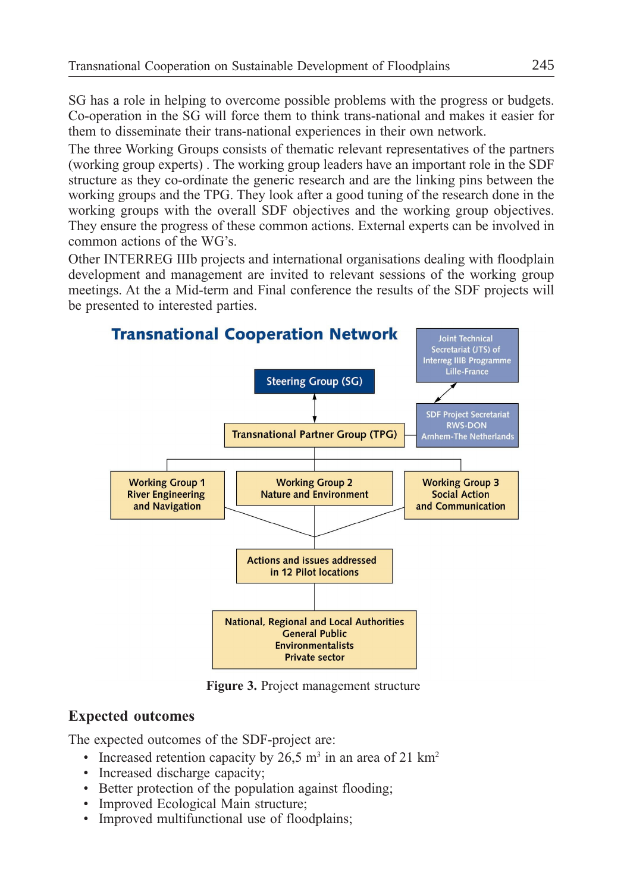SG has a role in helping to overcome possible problems with the progress or budgets. Co-operation in the SG will force them to think trans-national and makes it easier for them to disseminate their trans-national experiences in their own network.

The three Working Groups consists of thematic relevant representatives of the partners (working group experts) . The working group leaders have an important role in the SDF structure as they co-ordinate the generic research and are the linking pins between the working groups and the TPG. They look after a good tuning of the research done in the working groups with the overall SDF objectives and the working group objectives. They ensure the progress of these common actions. External experts can be involved in common actions of the WG's.

Other INTERREG IIIb projects and international organisations dealing with floodplain development and management are invited to relevant sessions of the working group meetings. At the a Mid-term and Final conference the results of the SDF projects will be presented to interested parties.

**Transnational Cooperation Network**

- Joint Technical Secretariat (JTS) of Interreg IIIB Programme Lille-France
- Steering Group (SG)
- SDF Project Secretariat RWS-DON Arnhem-The Netherlands
- Transnational Partner Group (TPG)
- Working Group 1 River Engineering and Navigation
- Working Group 2 Nature and Environment
- Working Group 3 Social Action and Communication
- Actions and issues addressed in 12 Pilot locations
- National, Regional and Local Authorities General Public Environmentalists Private sector

**Figure 3.** Project management structure

## Expected outcomes

The expected outcomes of the SDF-project are:

- Increased retention capacity by 26,5 $m^3$ in an area of 21 $km^2$
- Increased discharge capacity;
- Better protection of the population against flooding;
- Improved Ecological Main structure;
- Improved multifunctional use of floodplains;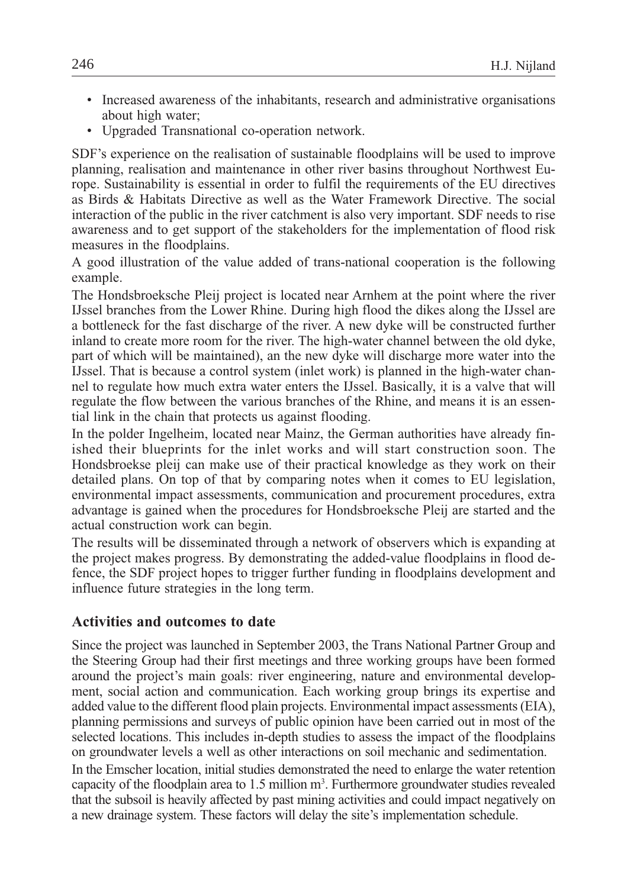- Increased awareness of the inhabitants, research and administrative organisations about high water;
- Upgraded Transnational co-operation network.

SDF's experience on the realisation of sustainable floodplains will be used to improve planning, realisation and maintenance in other river basins throughout Northwest Europe. Sustainability is essential in order to fulfil the requirements of the EU directives as Birds & Habitats Directive as well as the Water Framework Directive. The social interaction of the public in the river catchment is also very important. SDF needs to rise awareness and to get support of the stakeholders for the implementation of flood risk measures in the floodplains.

A good illustration of the value added of trans-national cooperation is the following example.

The Hondsbroeksche Pleij project is located near Arnhem at the point where the river IJssel branches from the Lower Rhine. During high flood the dikes along the IJssel are a bottleneck for the fast discharge of the river. A new dyke will be constructed further inland to create more room for the river. The high-water channel between the old dyke, part of which will be maintained), an the new dyke will discharge more water into the IJssel. That is because a control system (inlet work) is planned in the high-water channel to regulate how much extra water enters the IJssel. Basically, it is a valve that will regulate the flow between the various branches of the Rhine, and means it is an essential link in the chain that protects us against flooding.

In the polder Ingelheim, located near Mainz, the German authorities have already finished their blueprints for the inlet works and will start construction soon. The Hondsbroekse pleij can make use of their practical knowledge as they work on their detailed plans. On top of that by comparing notes when it comes to EU legislation, environmental impact assessments, communication and procurement procedures, extra advantage is gained when the procedures for Hondsbroeksche Pleij are started and the actual construction work can begin.

The results will be disseminated through a network of observers which is expanding at the project makes progress. By demonstrating the added-value floodplains in flood defence, the SDF project hopes to trigger further funding in floodplains development and influence future strategies in the long term.

## Activities and outcomes to date

Since the project was launched in September 2003, the Trans National Partner Group and the Steering Group had their first meetings and three working groups have been formed around the project's main goals: river engineering, nature and environmental development, social action and communication. Each working group brings its expertise and added value to the different flood plain projects. Environmental impact assessments (EIA), planning permissions and surveys of public opinion have been carried out in most of the selected locations. This includes in-depth studies to assess the impact of the floodplains on groundwater levels a well as other interactions on soil mechanic and sedimentation.

In the Emscher location, initial studies demonstrated the need to enlarge the water retention capacity of the floodplain area to 1.5 million m$^3$. Furthermore groundwater studies revealed that the subsoil is heavily affected by past mining activities and could impact negatively on a new drainage system. These factors will delay the site's implementation schedule.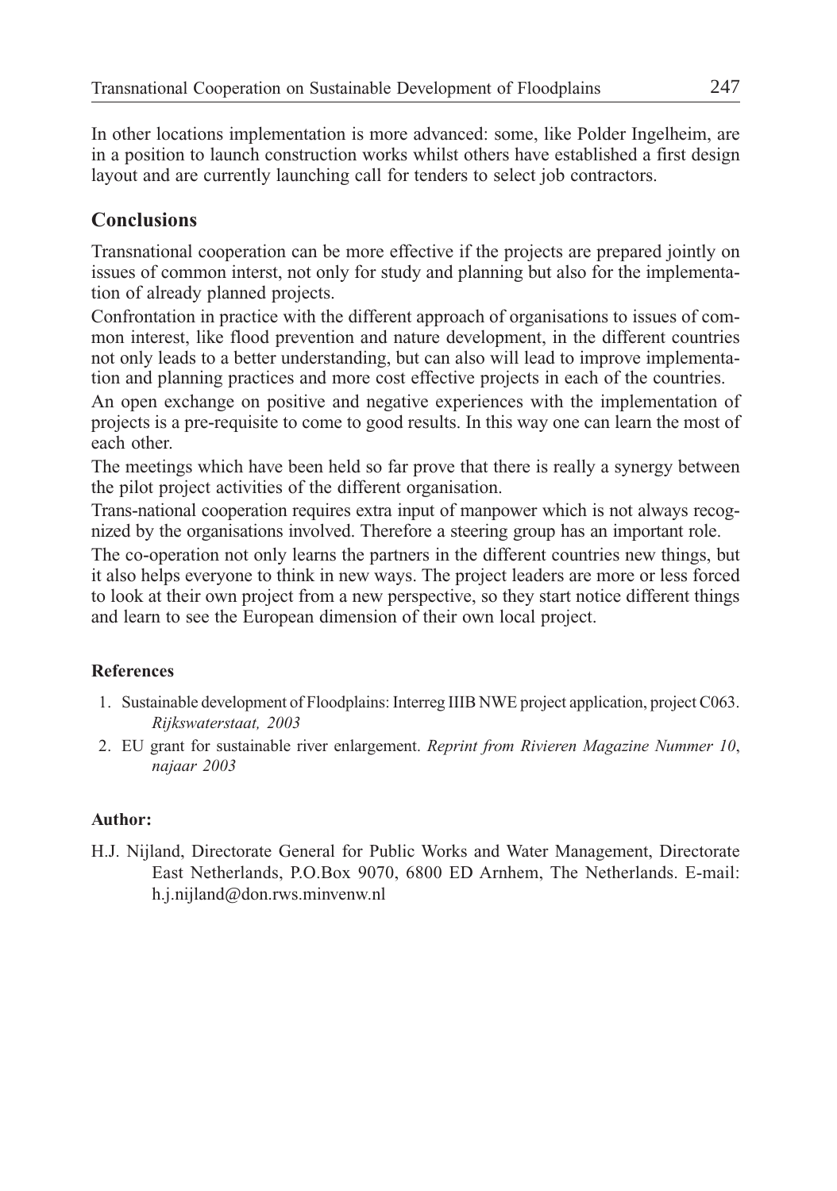In other locations implementation is more advanced: some, like Polder Ingelheim, are in a position to launch construction works whilst others have established a first design layout and are currently launching call for tenders to select job contractors.

## Conclusions

Transnational cooperation can be more effective if the projects are prepared jointly on issues of common interst, not only for study and planning but also for the implementation of already planned projects.

Confrontation in practice with the different approach of organisations to issues of common interest, like flood prevention and nature development, in the different countries not only leads to a better understanding, but can also will lead to improve implementation and planning practices and more cost effective projects in each of the countries.

An open exchange on positive and negative experiences with the implementation of projects is a pre-requisite to come to good results. In this way one can learn the most of each other.

The meetings which have been held so far prove that there is really a synergy between the pilot project activities of the different organisation.

Trans-national cooperation requires extra input of manpower which is not always recognized by the organisations involved. Therefore a steering group has an important role.

The co-operation not only learns the partners in the different countries new things, but it also helps everyone to think in new ways. The project leaders are more or less forced to look at their own project from a new perspective, so they start notice different things and learn to see the European dimension of their own local project.

### References

1. Sustainable development of Floodplains: Interreg IIIB NWE project application, project C063. *Rijkswaterstaat, 2003*
2. EU grant for sustainable river enlargement. *Reprint from Rivieren Magazine Nummer 10*, *najaar 2003*

### Author:

H.J. Nijland, Directorate General for Public Works and Water Management, Directorate East Netherlands, P.O.Box 9070, 6800 ED Arnhem, The Netherlands. E-mail: h.j.nijland@don.rws.minvenw.nl